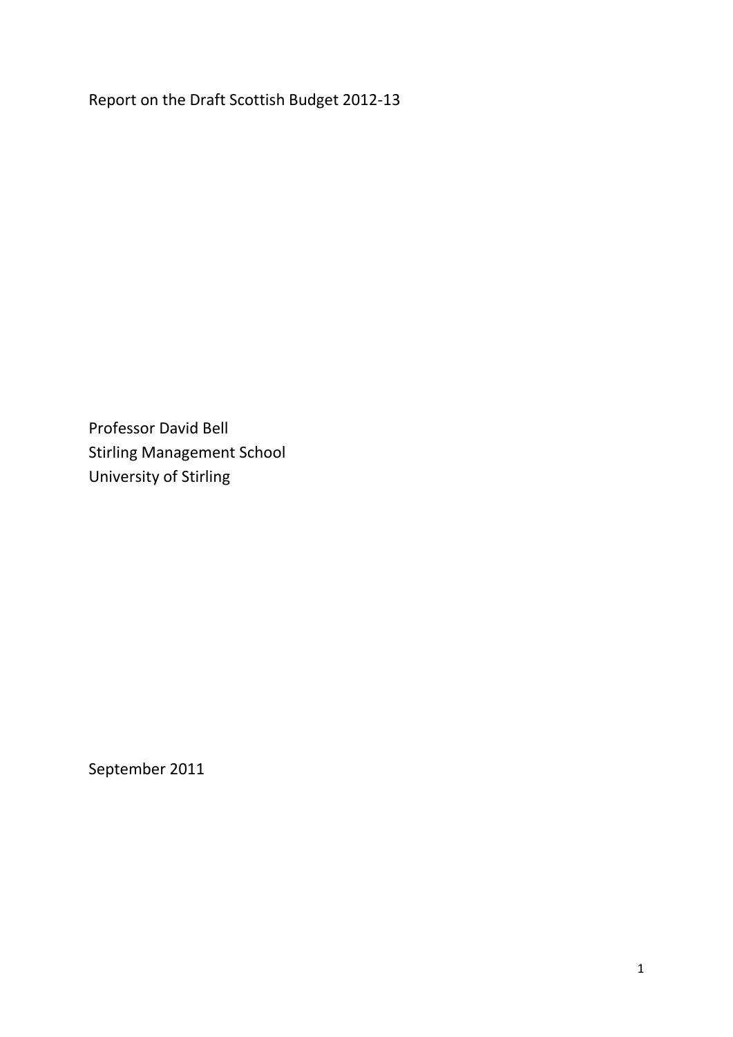# Report on the Draft Scottish Budget 2012-13

Professor David Bell  
Stirling Management School  
University of Stirling

September 2011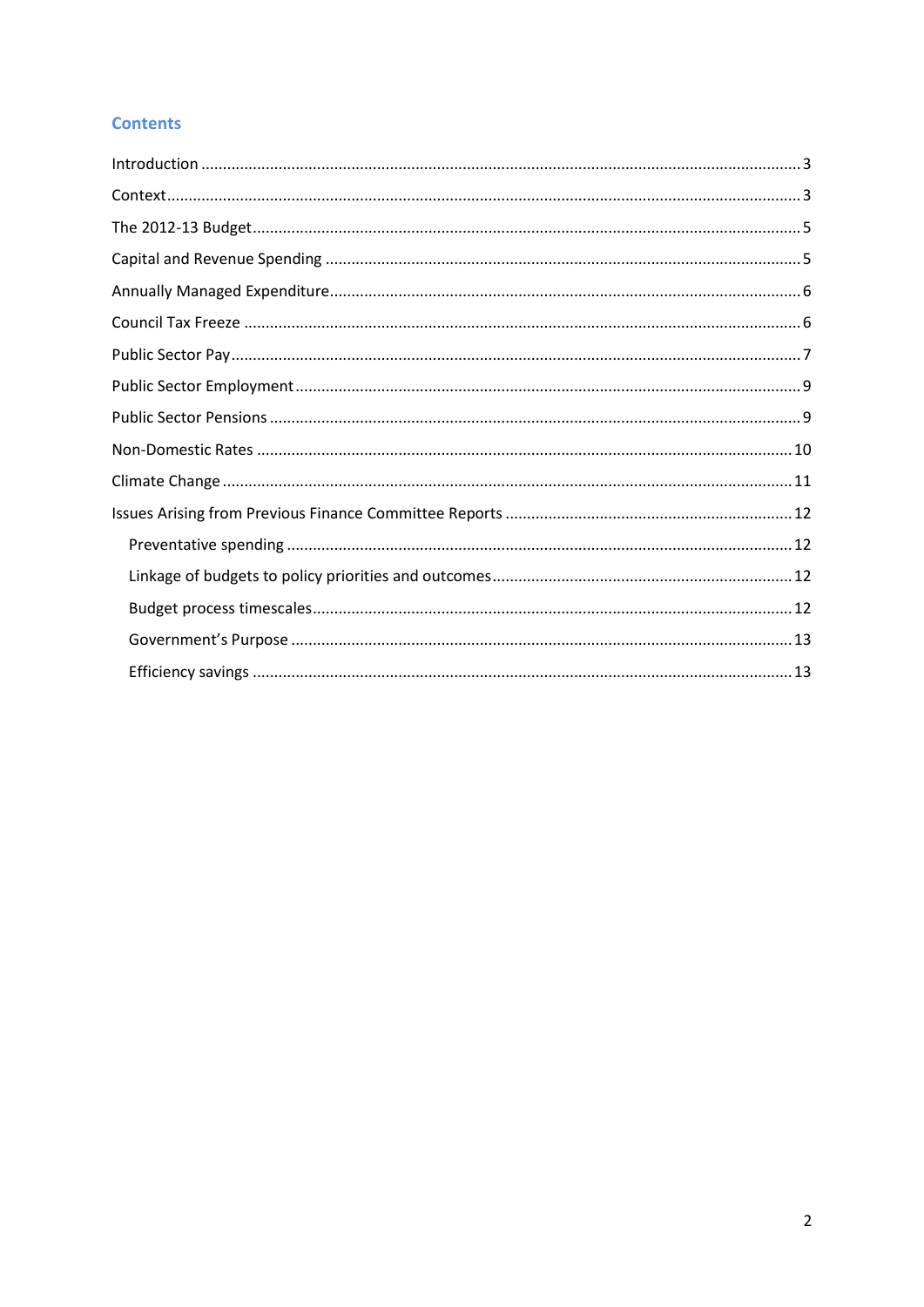## Contents

Introduction ... 3

Context ... 3

The 2012-13 Budget ... 5

Capital and Revenue Spending ... 5

Annually Managed Expenditure ... 6

Council Tax Freeze ... 6

Public Sector Pay ... 7

Public Sector Employment ... 9

Public Sector Pensions ... 9

Non-Domestic Rates ... 10

Climate Change ... 11

Issues Arising from Previous Finance Committee Reports ... 12

- Preventative spending ... 12
- Linkage of budgets to policy priorities and outcomes ... 12
- Budget process timescales ... 12
- Government's Purpose ... 13
- Efficiency savings ... 13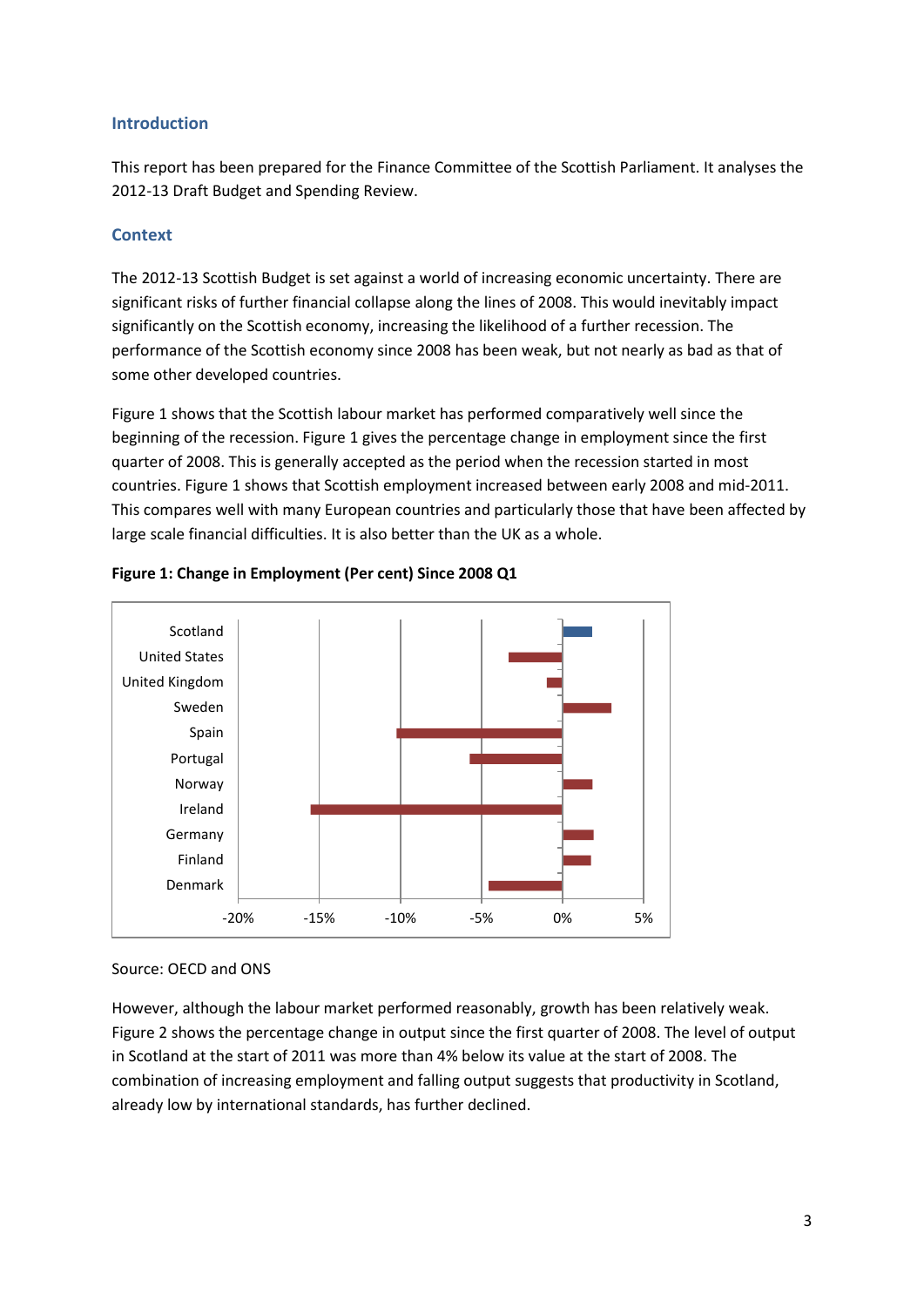## Introduction

This report has been prepared for the Finance Committee of the Scottish Parliament. It analyses the 2012-13 Draft Budget and Spending Review.

## Context

The 2012-13 Scottish Budget is set against a world of increasing economic uncertainty. There are significant risks of further financial collapse along the lines of 2008. This would inevitably impact significantly on the Scottish economy, increasing the likelihood of a further recession. The performance of the Scottish economy since 2008 has been weak, but not nearly as bad as that of some other developed countries.

Figure 1 shows that the Scottish labour market has performed comparatively well since the beginning of the recession. Figure 1 gives the percentage change in employment since the first quarter of 2008. This is generally accepted as the period when the recession started in most countries. Figure 1 shows that Scottish employment increased between early 2008 and mid-2011. This compares well with many European countries and particularly those that have been affected by large scale financial difficulties. It is also better than the UK as a whole.

**Figure 1: Change in Employment (Per cent) Since 2008 Q1**

Source: OECD and ONS

However, although the labour market performed reasonably, growth has been relatively weak. Figure 2 shows the percentage change in output since the first quarter of 2008. The level of output in Scotland at the start of 2011 was more than 4% below its value at the start of 2008. The combination of increasing employment and falling output suggests that productivity in Scotland, already low by international standards, has further declined.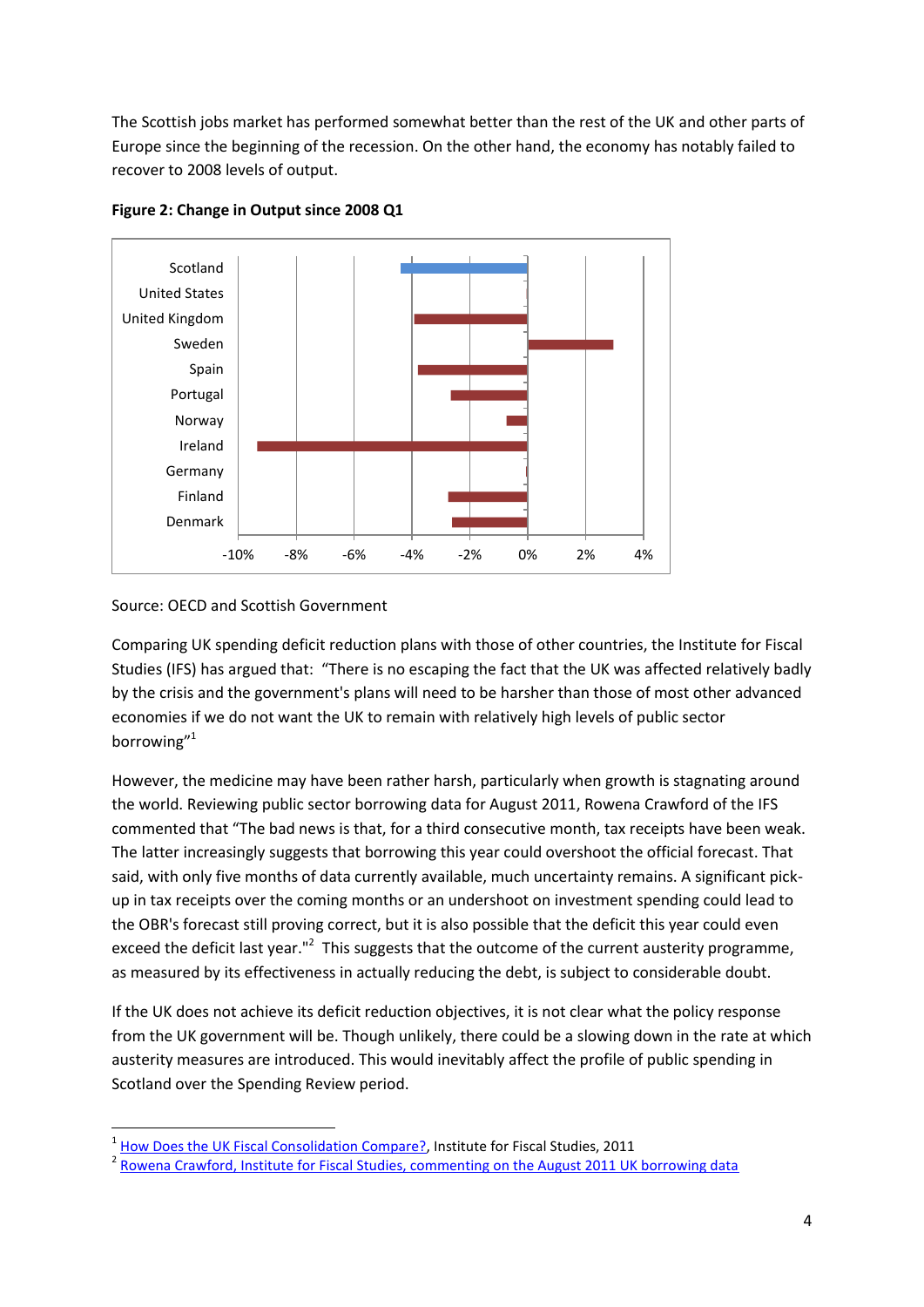The Scottish jobs market has performed somewhat better than the rest of the UK and other parts of Europe since the beginning of the recession. On the other hand, the economy has notably failed to recover to 2008 levels of output.

**Figure 2: Change in Output since 2008 Q1**

Source: OECD and Scottish Government

Comparing UK spending deficit reduction plans with those of other countries, the Institute for Fiscal Studies (IFS) has argued that: "There is no escaping the fact that the UK was affected relatively badly by the crisis and the government's plans will need to be harsher than those of most other advanced economies if we do not want the UK to remain with relatively high levels of public sector borrowing"[1]

However, the medicine may have been rather harsh, particularly when growth is stagnating around the world. Reviewing public sector borrowing data for August 2011, Rowena Crawford of the IFS commented that "The bad news is that, for a third consecutive month, tax receipts have been weak. The latter increasingly suggests that borrowing this year could overshoot the official forecast. That said, with only five months of data currently available, much uncertainty remains. A significant pick-up in tax receipts over the coming months or an undershoot on investment spending could lead to the OBR's forecast still proving correct, but it is also possible that the deficit this year could even exceed the deficit last year."[2] This suggests that the outcome of the current austerity programme, as measured by its effectiveness in actually reducing the debt, is subject to considerable doubt.

If the UK does not achieve its deficit reduction objectives, it is not clear what the policy response from the UK government will be. Though unlikely, there could be a slowing down in the rate at which austerity measures are introduced. This would inevitably affect the profile of public spending in Scotland over the Spending Review period.

---

[1] How Does the UK Fiscal Consolidation Compare?, Institute for Fiscal Studies, 2011

[2] Rowena Crawford, Institute for Fiscal Studies, commenting on the August 2011 UK borrowing data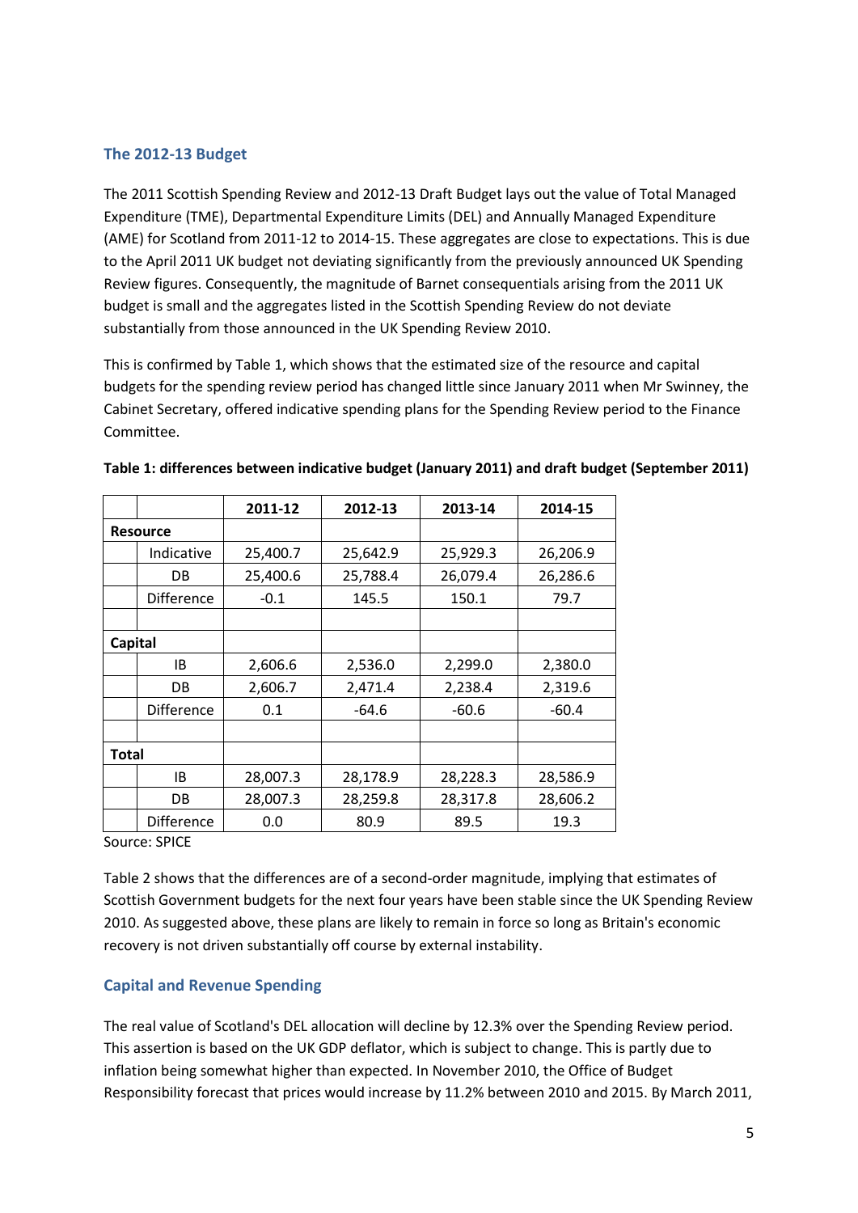## The 2012-13 Budget

The 2011 Scottish Spending Review and 2012-13 Draft Budget lays out the value of Total Managed Expenditure (TME), Departmental Expenditure Limits (DEL) and Annually Managed Expenditure (AME) for Scotland from 2011-12 to 2014-15. These aggregates are close to expectations. This is due to the April 2011 UK budget not deviating significantly from the previously announced UK Spending Review figures. Consequently, the magnitude of Barnet consequentials arising from the 2011 UK budget is small and the aggregates listed in the Scottish Spending Review do not deviate substantially from those announced in the UK Spending Review 2010.

This is confirmed by Table 1, which shows that the estimated size of the resource and capital budgets for the spending review period has changed little since January 2011 when Mr Swinney, the Cabinet Secretary, offered indicative spending plans for the Spending Review period to the Finance Committee.

**Table 1: differences between indicative budget (January 2011) and draft budget (September 2011)**

| | | 2011-12 | 2012-13 | 2013-14 | 2014-15 |
|---|---|---|---|---|---|
| **Resource** | | | | | |
| | Indicative | 25,400.7 | 25,642.9 | 25,929.3 | 26,206.9 |
| | DB | 25,400.6 | 25,788.4 | 26,079.4 | 26,286.6 |
| | Difference | -0.1 | 145.5 | 150.1 | 79.7 |
| | | | | | |
| **Capital** | | | | | |
| | IB | 2,606.6 | 2,536.0 | 2,299.0 | 2,380.0 |
| | DB | 2,606.7 | 2,471.4 | 2,238.4 | 2,319.6 |
| | Difference | 0.1 | -64.6 | -60.6 | -60.4 |
| | | | | | |
| **Total** | | | | | |
| | IB | 28,007.3 | 28,178.9 | 28,228.3 | 28,586.9 |
| | DB | 28,007.3 | 28,259.8 | 28,317.8 | 28,606.2 |
| | Difference | 0.0 | 80.9 | 89.5 | 19.3 |

Source: SPICE

Table 2 shows that the differences are of a second-order magnitude, implying that estimates of Scottish Government budgets for the next four years have been stable since the UK Spending Review 2010. As suggested above, these plans are likely to remain in force so long as Britain's economic recovery is not driven substantially off course by external instability.

## Capital and Revenue Spending

The real value of Scotland's DEL allocation will decline by 12.3% over the Spending Review period. This assertion is based on the UK GDP deflator, which is subject to change. This is partly due to inflation being somewhat higher than expected. In November 2010, the Office of Budget Responsibility forecast that prices would increase by 11.2% between 2010 and 2015. By March 2011,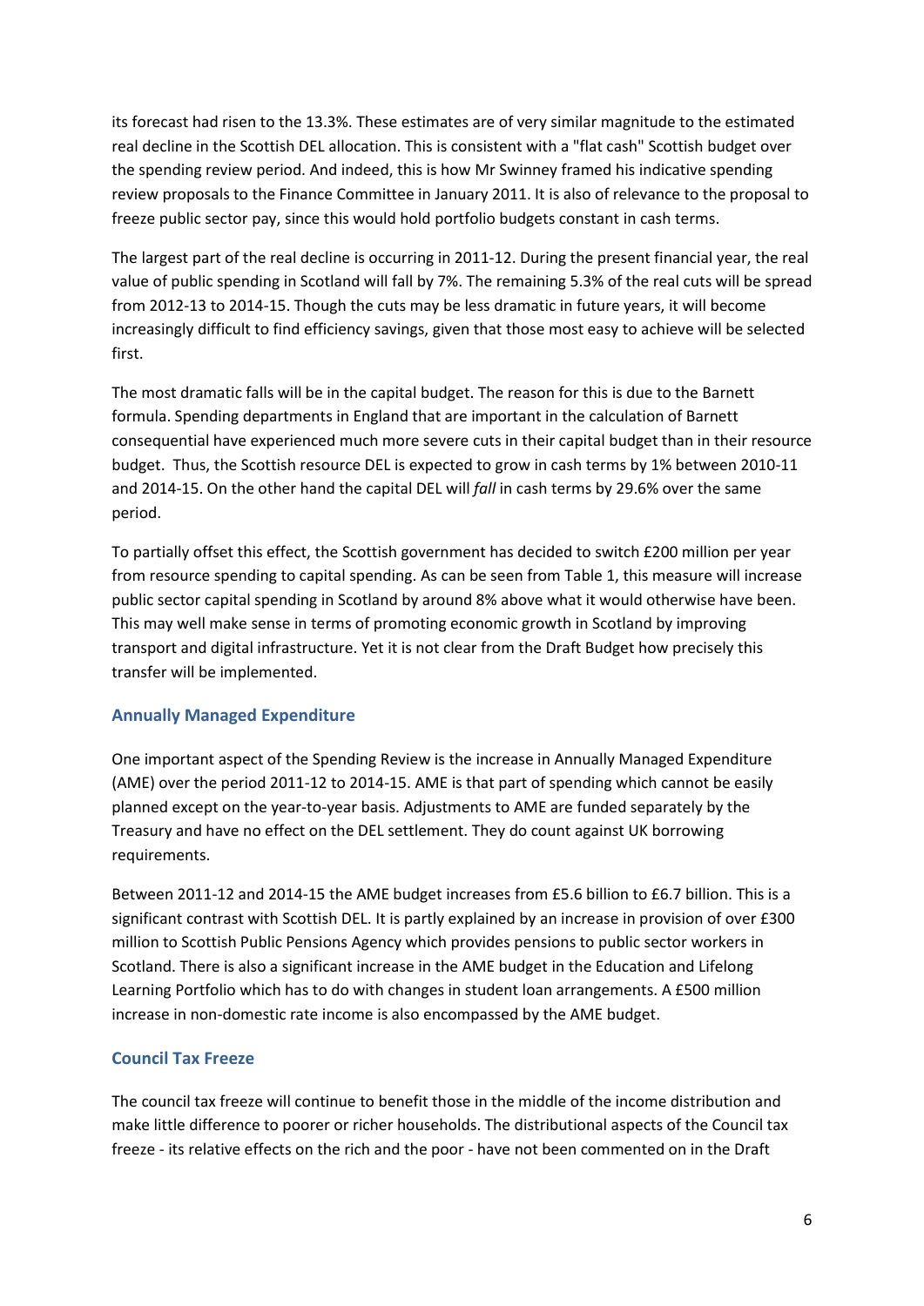its forecast had risen to the 13.3%. These estimates are of very similar magnitude to the estimated real decline in the Scottish DEL allocation. This is consistent with a "flat cash" Scottish budget over the spending review period. And indeed, this is how Mr Swinney framed his indicative spending review proposals to the Finance Committee in January 2011. It is also of relevance to the proposal to freeze public sector pay, since this would hold portfolio budgets constant in cash terms.

The largest part of the real decline is occurring in 2011-12. During the present financial year, the real value of public spending in Scotland will fall by 7%. The remaining 5.3% of the real cuts will be spread from 2012-13 to 2014-15. Though the cuts may be less dramatic in future years, it will become increasingly difficult to find efficiency savings, given that those most easy to achieve will be selected first.

The most dramatic falls will be in the capital budget. The reason for this is due to the Barnett formula. Spending departments in England that are important in the calculation of Barnett consequential have experienced much more severe cuts in their capital budget than in their resource budget. Thus, the Scottish resource DEL is expected to grow in cash terms by 1% between 2010-11 and 2014-15. On the other hand the capital DEL will *fall* in cash terms by 29.6% over the same period.

To partially offset this effect, the Scottish government has decided to switch £200 million per year from resource spending to capital spending. As can be seen from Table 1, this measure will increase public sector capital spending in Scotland by around 8% above what it would otherwise have been. This may well make sense in terms of promoting economic growth in Scotland by improving transport and digital infrastructure. Yet it is not clear from the Draft Budget how precisely this transfer will be implemented.

### Annually Managed Expenditure

One important aspect of the Spending Review is the increase in Annually Managed Expenditure (AME) over the period 2011-12 to 2014-15. AME is that part of spending which cannot be easily planned except on the year-to-year basis. Adjustments to AME are funded separately by the Treasury and have no effect on the DEL settlement. They do count against UK borrowing requirements.

Between 2011-12 and 2014-15 the AME budget increases from £5.6 billion to £6.7 billion. This is a significant contrast with Scottish DEL. It is partly explained by an increase in provision of over £300 million to Scottish Public Pensions Agency which provides pensions to public sector workers in Scotland. There is also a significant increase in the AME budget in the Education and Lifelong Learning Portfolio which has to do with changes in student loan arrangements. A £500 million increase in non-domestic rate income is also encompassed by the AME budget.

### Council Tax Freeze

The council tax freeze will continue to benefit those in the middle of the income distribution and make little difference to poorer or richer households. The distributional aspects of the Council tax freeze - its relative effects on the rich and the poor - have not been commented on in the Draft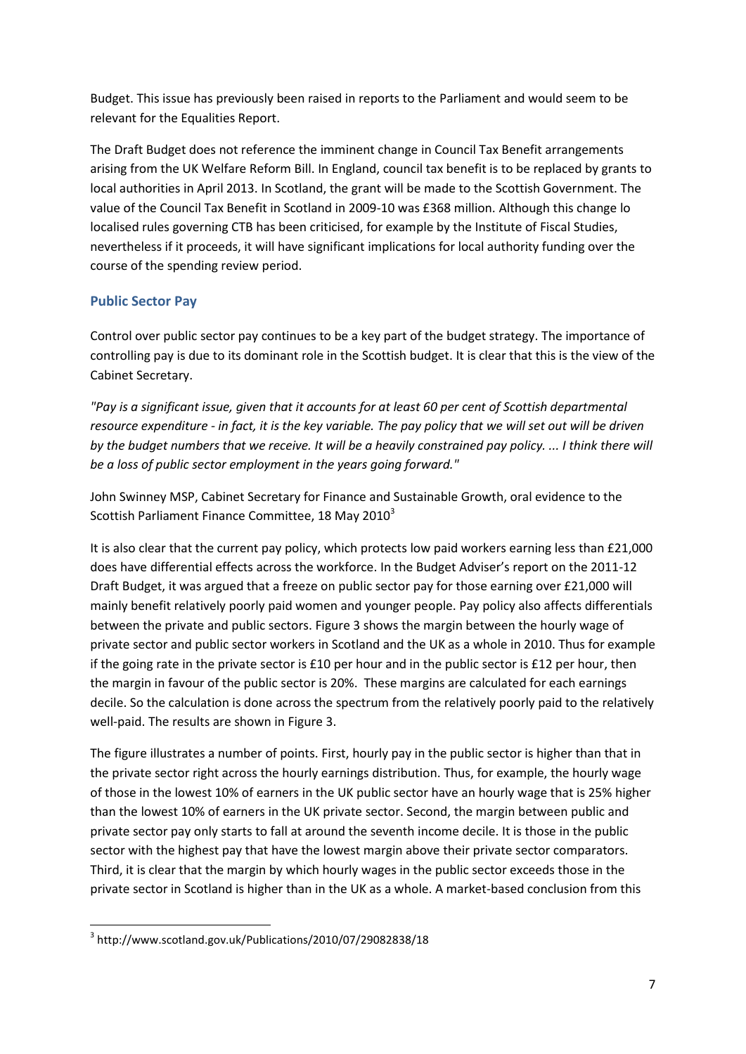Budget. This issue has previously been raised in reports to the Parliament and would seem to be relevant for the Equalities Report.

The Draft Budget does not reference the imminent change in Council Tax Benefit arrangements arising from the UK Welfare Reform Bill. In England, council tax benefit is to be replaced by grants to local authorities in April 2013. In Scotland, the grant will be made to the Scottish Government. The value of the Council Tax Benefit in Scotland in 2009-10 was £368 million. Although this change lo localised rules governing CTB has been criticised, for example by the Institute of Fiscal Studies, nevertheless if it proceeds, it will have significant implications for local authority funding over the course of the spending review period.

## Public Sector Pay

Control over public sector pay continues to be a key part of the budget strategy. The importance of controlling pay is due to its dominant role in the Scottish budget. It is clear that this is the view of the Cabinet Secretary.

*"Pay is a significant issue, given that it accounts for at least 60 per cent of Scottish departmental resource expenditure - in fact, it is the key variable. The pay policy that we will set out will be driven by the budget numbers that we receive. It will be a heavily constrained pay policy. ... I think there will be a loss of public sector employment in the years going forward."*

John Swinney MSP, Cabinet Secretary for Finance and Sustainable Growth, oral evidence to the Scottish Parliament Finance Committee, 18 May 2010[3]

It is also clear that the current pay policy, which protects low paid workers earning less than £21,000 does have differential effects across the workforce. In the Budget Adviser's report on the 2011-12 Draft Budget, it was argued that a freeze on public sector pay for those earning over £21,000 will mainly benefit relatively poorly paid women and younger people. Pay policy also affects differentials between the private and public sectors. Figure 3 shows the margin between the hourly wage of private sector and public sector workers in Scotland and the UK as a whole in 2010. Thus for example if the going rate in the private sector is £10 per hour and in the public sector is £12 per hour, then the margin in favour of the public sector is 20%. These margins are calculated for each earnings decile. So the calculation is done across the spectrum from the relatively poorly paid to the relatively well-paid. The results are shown in Figure 3.

The figure illustrates a number of points. First, hourly pay in the public sector is higher than that in the private sector right across the hourly earnings distribution. Thus, for example, the hourly wage of those in the lowest 10% of earners in the UK public sector have an hourly wage that is 25% higher than the lowest 10% of earners in the UK private sector. Second, the margin between public and private sector pay only starts to fall at around the seventh income decile. It is those in the public sector with the highest pay that have the lowest margin above their private sector comparators. Third, it is clear that the margin by which hourly wages in the public sector exceeds those in the private sector in Scotland is higher than in the UK as a whole. A market-based conclusion from this

---

[3] http://www.scotland.gov.uk/Publications/2010/07/29082838/18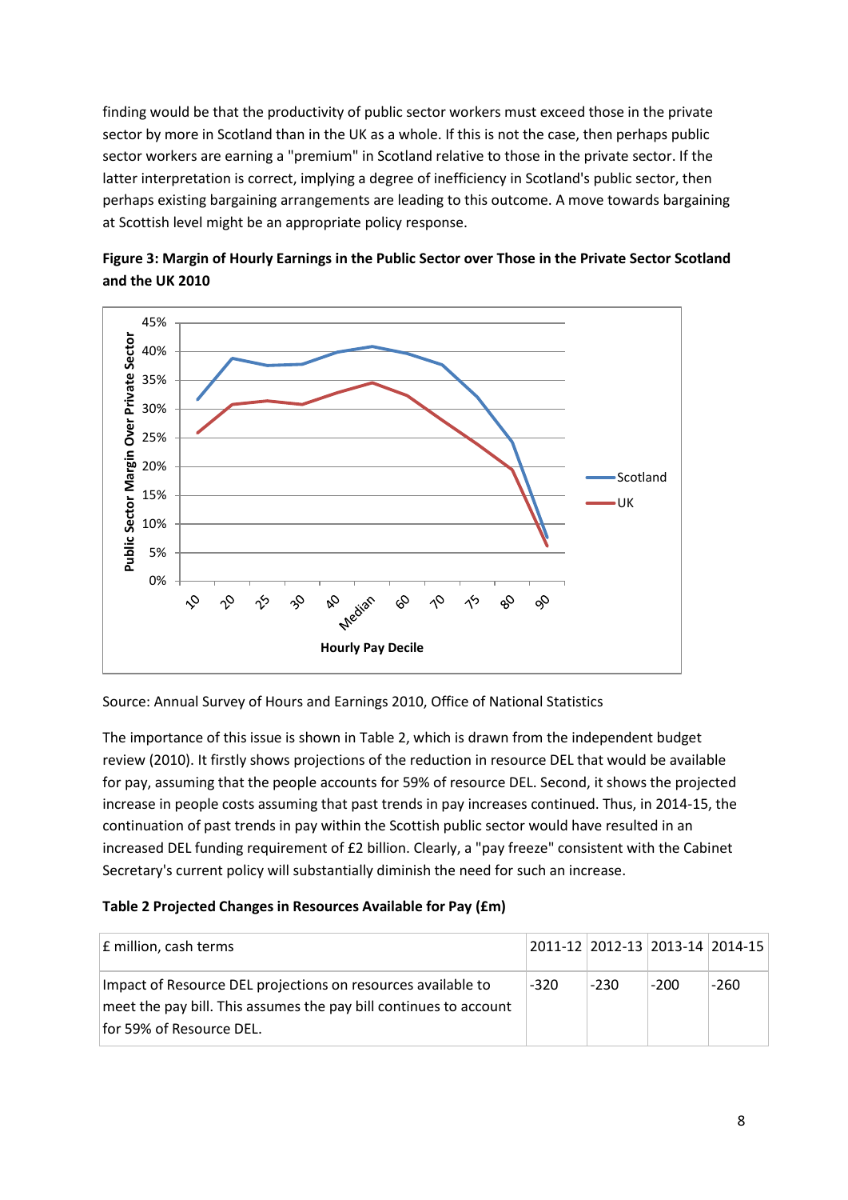finding would be that the productivity of public sector workers must exceed those in the private sector by more in Scotland than in the UK as a whole. If this is not the case, then perhaps public sector workers are earning a "premium" in Scotland relative to those in the private sector. If the latter interpretation is correct, implying a degree of inefficiency in Scotland's public sector, then perhaps existing bargaining arrangements are leading to this outcome. A move towards bargaining at Scottish level might be an appropriate policy response.

**Figure 3: Margin of Hourly Earnings in the Public Sector over Those in the Private Sector Scotland and the UK 2010**

Source: Annual Survey of Hours and Earnings 2010, Office of National Statistics

The importance of this issue is shown in Table 2, which is drawn from the independent budget review (2010). It firstly shows projections of the reduction in resource DEL that would be available for pay, assuming that the people accounts for 59% of resource DEL. Second, it shows the projected increase in people costs assuming that past trends in pay increases continued. Thus, in 2014-15, the continuation of past trends in pay within the Scottish public sector would have resulted in an increased DEL funding requirement of £2 billion. Clearly, a "pay freeze" consistent with the Cabinet Secretary's current policy will substantially diminish the need for such an increase.

**Table 2 Projected Changes in Resources Available for Pay (£m)**

| £ million, cash terms | 2011-12 | 2012-13 | 2013-14 | 2014-15 |
|---|---|---|---|---|
| Impact of Resource DEL projections on resources available to meet the pay bill. This assumes the pay bill continues to account for 59% of Resource DEL. | -320 | -230 | -200 | -260 |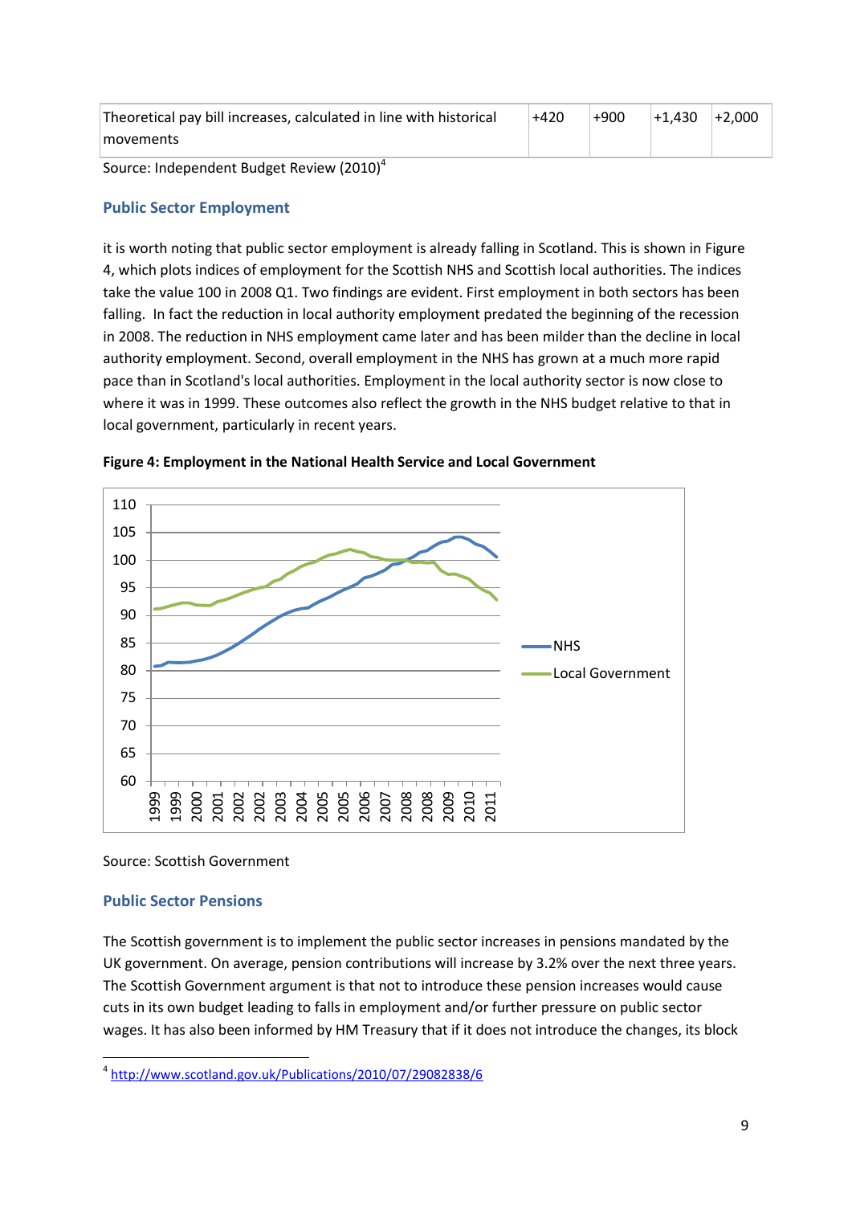| Theoretical pay bill increases, calculated in line with historical movements | +420 | +900 | +1,430 | +2,000 |
|---|---|---|---|---|

Source: Independent Budget Review (2010)[4]

## Public Sector Employment

it is worth noting that public sector employment is already falling in Scotland. This is shown in Figure 4, which plots indices of employment for the Scottish NHS and Scottish local authorities. The indices take the value 100 in 2008 Q1. Two findings are evident. First employment in both sectors has been falling. In fact the reduction in local authority employment predated the beginning of the recession in 2008. The reduction in NHS employment came later and has been milder than the decline in local authority employment. Second, overall employment in the NHS has grown at a much more rapid pace than in Scotland's local authorities. Employment in the local authority sector is now close to where it was in 1999. These outcomes also reflect the growth in the NHS budget relative to that in local government, particularly in recent years.

**Figure 4: Employment in the National Health Service and Local Government**

Source: Scottish Government

## Public Sector Pensions

The Scottish government is to implement the public sector increases in pensions mandated by the UK government. On average, pension contributions will increase by 3.2% over the next three years. The Scottish Government argument is that not to introduce these pension increases would cause cuts in its own budget leading to falls in employment and/or further pressure on public sector wages. It has also been informed by HM Treasury that if it does not introduce the changes, its block

[4] http://www.scotland.gov.uk/Publications/2010/07/29082838/6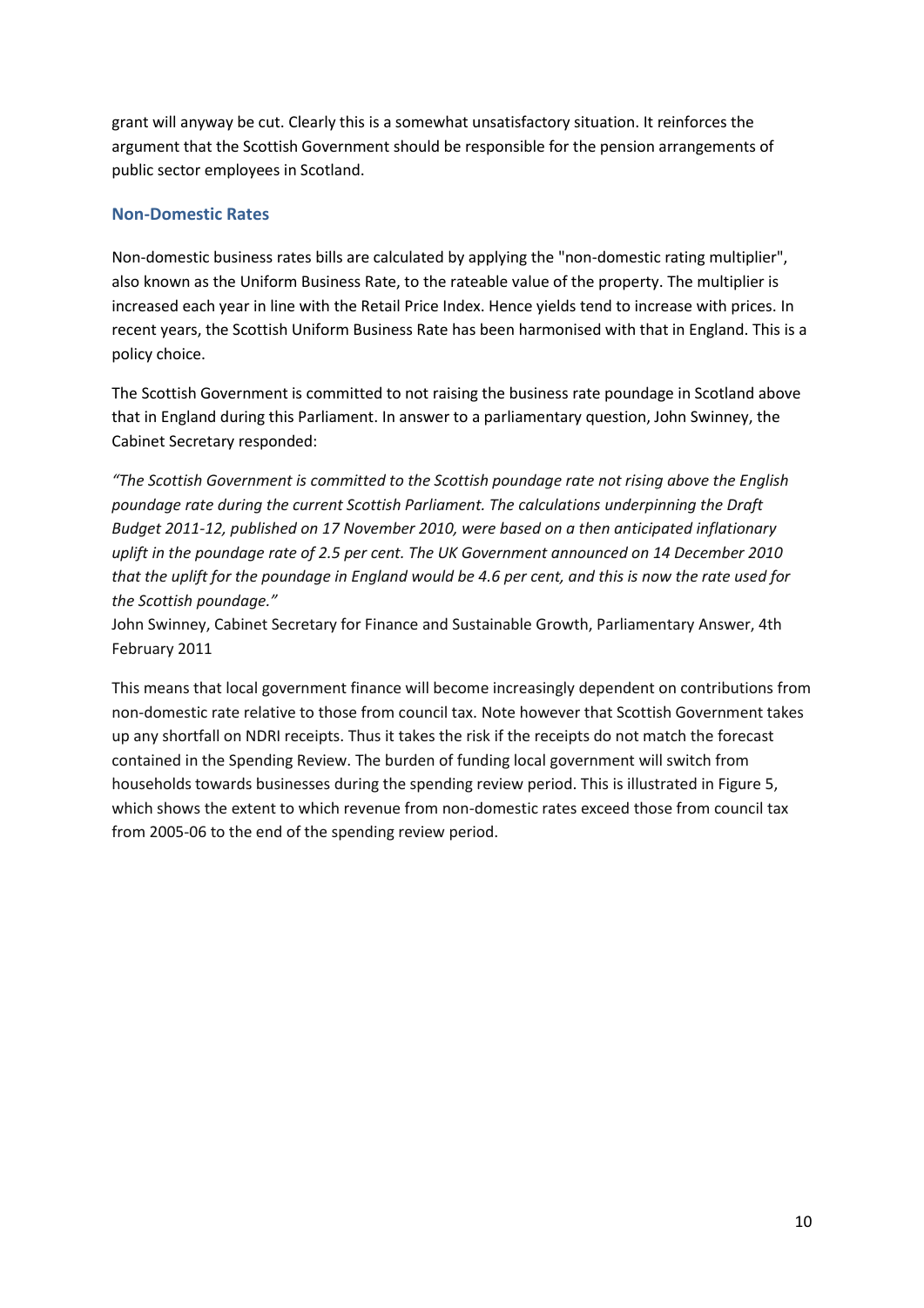grant will anyway be cut. Clearly this is a somewhat unsatisfactory situation. It reinforces the argument that the Scottish Government should be responsible for the pension arrangements of public sector employees in Scotland.

### Non-Domestic Rates

Non-domestic business rates bills are calculated by applying the "non-domestic rating multiplier", also known as the Uniform Business Rate, to the rateable value of the property. The multiplier is increased each year in line with the Retail Price Index. Hence yields tend to increase with prices. In recent years, the Scottish Uniform Business Rate has been harmonised with that in England. This is a policy choice.

The Scottish Government is committed to not raising the business rate poundage in Scotland above that in England during this Parliament. In answer to a parliamentary question, John Swinney, the Cabinet Secretary responded:

*"The Scottish Government is committed to the Scottish poundage rate not rising above the English poundage rate during the current Scottish Parliament. The calculations underpinning the Draft Budget 2011-12, published on 17 November 2010, were based on a then anticipated inflationary uplift in the poundage rate of 2.5 per cent. The UK Government announced on 14 December 2010 that the uplift for the poundage in England would be 4.6 per cent, and this is now the rate used for the Scottish poundage."*
John Swinney, Cabinet Secretary for Finance and Sustainable Growth, Parliamentary Answer, 4th February 2011

This means that local government finance will become increasingly dependent on contributions from non-domestic rate relative to those from council tax. Note however that Scottish Government takes up any shortfall on NDRI receipts. Thus it takes the risk if the receipts do not match the forecast contained in the Spending Review. The burden of funding local government will switch from households towards businesses during the spending review period. This is illustrated in Figure 5, which shows the extent to which revenue from non-domestic rates exceed those from council tax from 2005-06 to the end of the spending review period.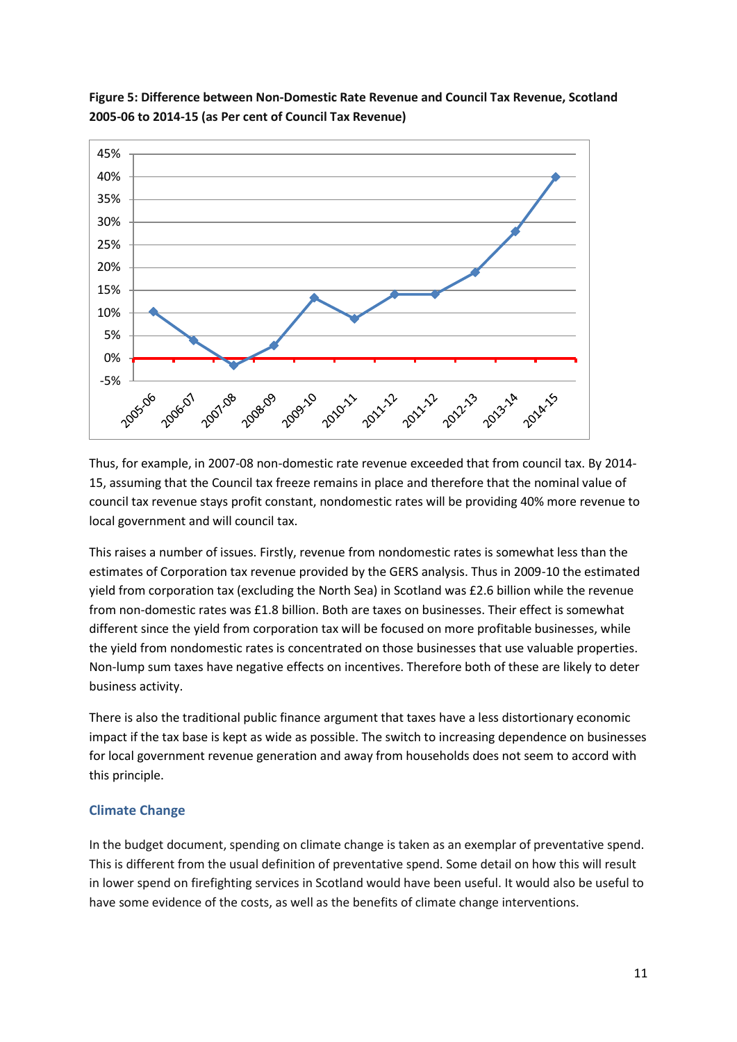**Figure 5: Difference between Non-Domestic Rate Revenue and Council Tax Revenue, Scotland 2005-06 to 2014-15 (as Per cent of Council Tax Revenue)**

Thus, for example, in 2007-08 non-domestic rate revenue exceeded that from council tax. By 2014-15, assuming that the Council tax freeze remains in place and therefore that the nominal value of council tax revenue stays profit constant, nondomestic rates will be providing 40% more revenue to local government and will council tax.

This raises a number of issues. Firstly, revenue from nondomestic rates is somewhat less than the estimates of Corporation tax revenue provided by the GERS analysis. Thus in 2009-10 the estimated yield from corporation tax (excluding the North Sea) in Scotland was £2.6 billion while the revenue from non-domestic rates was £1.8 billion. Both are taxes on businesses. Their effect is somewhat different since the yield from corporation tax will be focused on more profitable businesses, while the yield from nondomestic rates is concentrated on those businesses that use valuable properties. Non-lump sum taxes have negative effects on incentives. Therefore both of these are likely to deter business activity.

There is also the traditional public finance argument that taxes have a less distortionary economic impact if the tax base is kept as wide as possible. The switch to increasing dependence on businesses for local government revenue generation and away from households does not seem to accord with this principle.

## Climate Change

In the budget document, spending on climate change is taken as an exemplar of preventative spend. This is different from the usual definition of preventative spend. Some detail on how this will result in lower spend on firefighting services in Scotland would have been useful. It would also be useful to have some evidence of the costs, as well as the benefits of climate change interventions.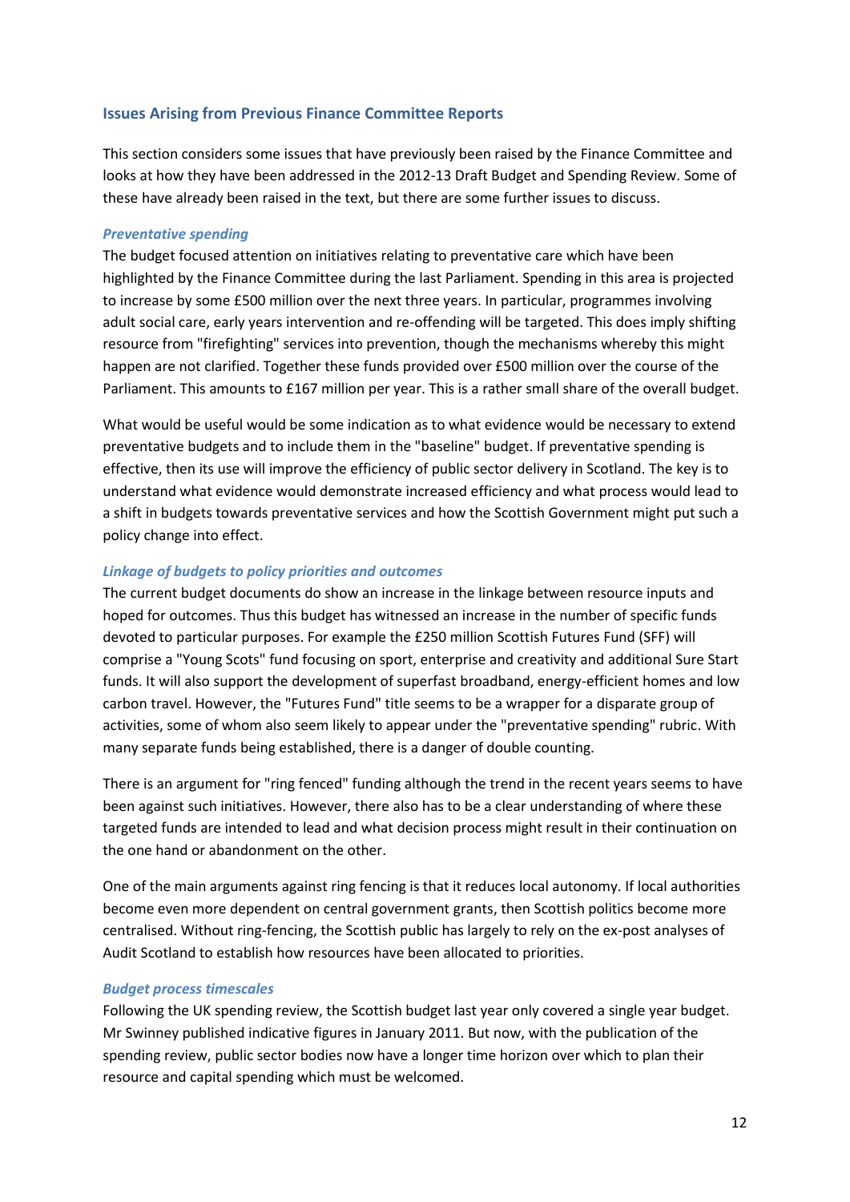## Issues Arising from Previous Finance Committee Reports

This section considers some issues that have previously been raised by the Finance Committee and looks at how they have been addressed in the 2012-13 Draft Budget and Spending Review. Some of these have already been raised in the text, but there are some further issues to discuss.

### *Preventative spending*

The budget focused attention on initiatives relating to preventative care which have been highlighted by the Finance Committee during the last Parliament. Spending in this area is projected to increase by some £500 million over the next three years. In particular, programmes involving adult social care, early years intervention and re-offending will be targeted. This does imply shifting resource from "firefighting" services into prevention, though the mechanisms whereby this might happen are not clarified. Together these funds provided over £500 million over the course of the Parliament. This amounts to £167 million per year. This is a rather small share of the overall budget.

What would be useful would be some indication as to what evidence would be necessary to extend preventative budgets and to include them in the "baseline" budget. If preventative spending is effective, then its use will improve the efficiency of public sector delivery in Scotland. The key is to understand what evidence would demonstrate increased efficiency and what process would lead to a shift in budgets towards preventative services and how the Scottish Government might put such a policy change into effect.

### *Linkage of budgets to policy priorities and outcomes*

The current budget documents do show an increase in the linkage between resource inputs and hoped for outcomes. Thus this budget has witnessed an increase in the number of specific funds devoted to particular purposes. For example the £250 million Scottish Futures Fund (SFF) will comprise a "Young Scots" fund focusing on sport, enterprise and creativity and additional Sure Start funds. It will also support the development of superfast broadband, energy-efficient homes and low carbon travel. However, the "Futures Fund" title seems to be a wrapper for a disparate group of activities, some of whom also seem likely to appear under the "preventative spending" rubric. With many separate funds being established, there is a danger of double counting.

There is an argument for "ring fenced" funding although the trend in the recent years seems to have been against such initiatives. However, there also has to be a clear understanding of where these targeted funds are intended to lead and what decision process might result in their continuation on the one hand or abandonment on the other.

One of the main arguments against ring fencing is that it reduces local autonomy. If local authorities become even more dependent on central government grants, then Scottish politics become more centralised. Without ring-fencing, the Scottish public has largely to rely on the ex-post analyses of Audit Scotland to establish how resources have been allocated to priorities.

### *Budget process timescales*

Following the UK spending review, the Scottish budget last year only covered a single year budget. Mr Swinney published indicative figures in January 2011. But now, with the publication of the spending review, public sector bodies now have a longer time horizon over which to plan their resource and capital spending which must be welcomed.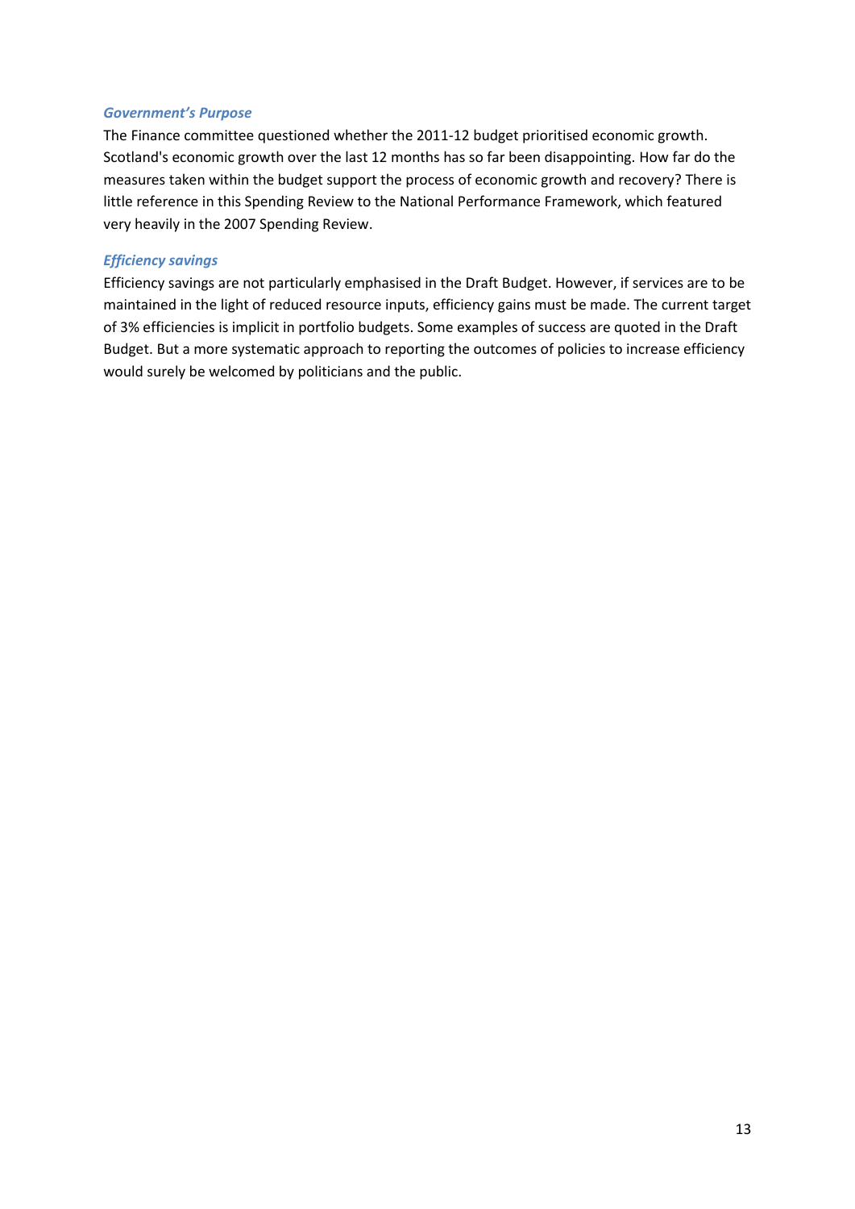### *Government's Purpose*

The Finance committee questioned whether the 2011-12 budget prioritised economic growth. Scotland's economic growth over the last 12 months has so far been disappointing. How far do the measures taken within the budget support the process of economic growth and recovery? There is little reference in this Spending Review to the National Performance Framework, which featured very heavily in the 2007 Spending Review.

### *Efficiency savings*

Efficiency savings are not particularly emphasised in the Draft Budget. However, if services are to be maintained in the light of reduced resource inputs, efficiency gains must be made. The current target of 3% efficiencies is implicit in portfolio budgets. Some examples of success are quoted in the Draft Budget. But a more systematic approach to reporting the outcomes of policies to increase efficiency would surely be welcomed by politicians and the public.